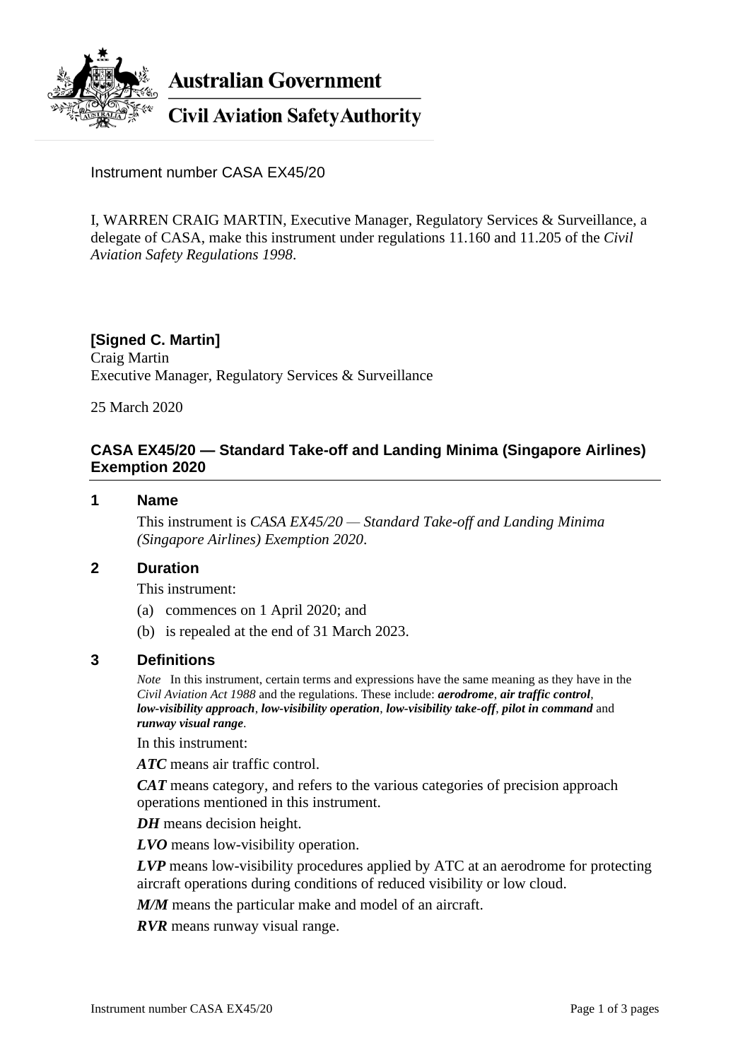Australian Government

Civil Aviation Safety Authority

Instrument number CASA EX45/20

I, WARREN CRAIG MARTIN, Executive Manager, Regulatory Services & Surveillance, a delegate of CASA, make this instrument under regulations 11.160 and 11.205 of the *Civil Aviation Safety Regulations 1998*.

**[Signed C. Martin]**
Craig Martin
Executive Manager, Regulatory Services & Surveillance

25 March 2020

## CASA EX45/20 — Standard Take-off and Landing Minima (Singapore Airlines) Exemption 2020

### 1 Name

This instrument is *CASA EX45/20 — Standard Take-off and Landing Minima (Singapore Airlines) Exemption 2020*.

### 2 Duration

This instrument:

(a) commences on 1 April 2020; and

(b) is repealed at the end of 31 March 2023.

### 3 Definitions

*Note* In this instrument, certain terms and expressions have the same meaning as they have in the *Civil Aviation Act 1988* and the regulations. These include: ***aerodrome***, ***air traffic control***, ***low-visibility approach***, ***low-visibility operation***, ***low-visibility take-off***, ***pilot in command*** and ***runway visual range***.

In this instrument:

***ATC*** means air traffic control.

***CAT*** means category, and refers to the various categories of precision approach operations mentioned in this instrument.

***DH*** means decision height.

***LVO*** means low-visibility operation.

***LVP*** means low-visibility procedures applied by ATC at an aerodrome for protecting aircraft operations during conditions of reduced visibility or low cloud.

***M/M*** means the particular make and model of an aircraft.

***RVR*** means runway visual range.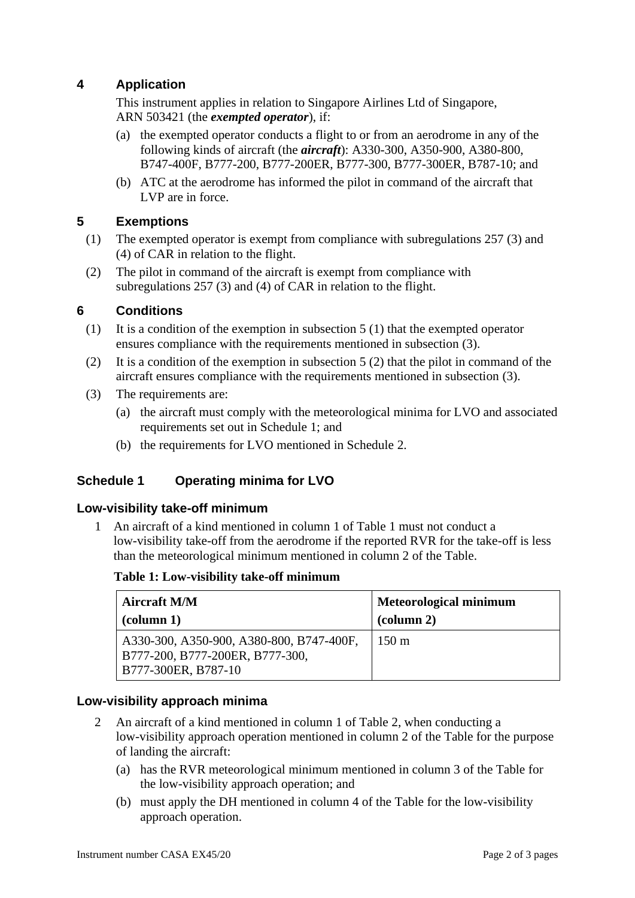## 4 Application

This instrument applies in relation to Singapore Airlines Ltd of Singapore, ARN 503421 (the ***exempted operator***), if:

(a) the exempted operator conducts a flight to or from an aerodrome in any of the following kinds of aircraft (the ***aircraft***): A330-300, A350-900, A380-800, B747-400F, B777-200, B777-200ER, B777-300, B777-300ER, B787-10; and

(b) ATC at the aerodrome has informed the pilot in command of the aircraft that LVP are in force.

## 5 Exemptions

(1) The exempted operator is exempt from compliance with subregulations 257 (3) and (4) of CAR in relation to the flight.

(2) The pilot in command of the aircraft is exempt from compliance with subregulations 257 (3) and (4) of CAR in relation to the flight.

## 6 Conditions

(1) It is a condition of the exemption in subsection 5 (1) that the exempted operator ensures compliance with the requirements mentioned in subsection (3).

(2) It is a condition of the exemption in subsection 5 (2) that the pilot in command of the aircraft ensures compliance with the requirements mentioned in subsection (3).

(3) The requirements are:

(a) the aircraft must comply with the meteorological minima for LVO and associated requirements set out in Schedule 1; and

(b) the requirements for LVO mentioned in Schedule 2.

## Schedule 1 Operating minima for LVO

### Low-visibility take-off minimum

1 An aircraft of a kind mentioned in column 1 of Table 1 must not conduct a low-visibility take-off from the aerodrome if the reported RVR for the take-off is less than the meteorological minimum mentioned in column 2 of the Table.

**Table 1: Low-visibility take-off minimum**

| Aircraft M/M (column 1) | Meteorological minimum (column 2) |
|---|---|
| A330-300, A350-900, A380-800, B747-400F, B777-200, B777-200ER, B777-300, B777-300ER, B787-10 | 150 m |

### Low-visibility approach minima

2 An aircraft of a kind mentioned in column 1 of Table 2, when conducting a low-visibility approach operation mentioned in column 2 of the Table for the purpose of landing the aircraft:

(a) has the RVR meteorological minimum mentioned in column 3 of the Table for the low-visibility approach operation; and

(b) must apply the DH mentioned in column 4 of the Table for the low-visibility approach operation.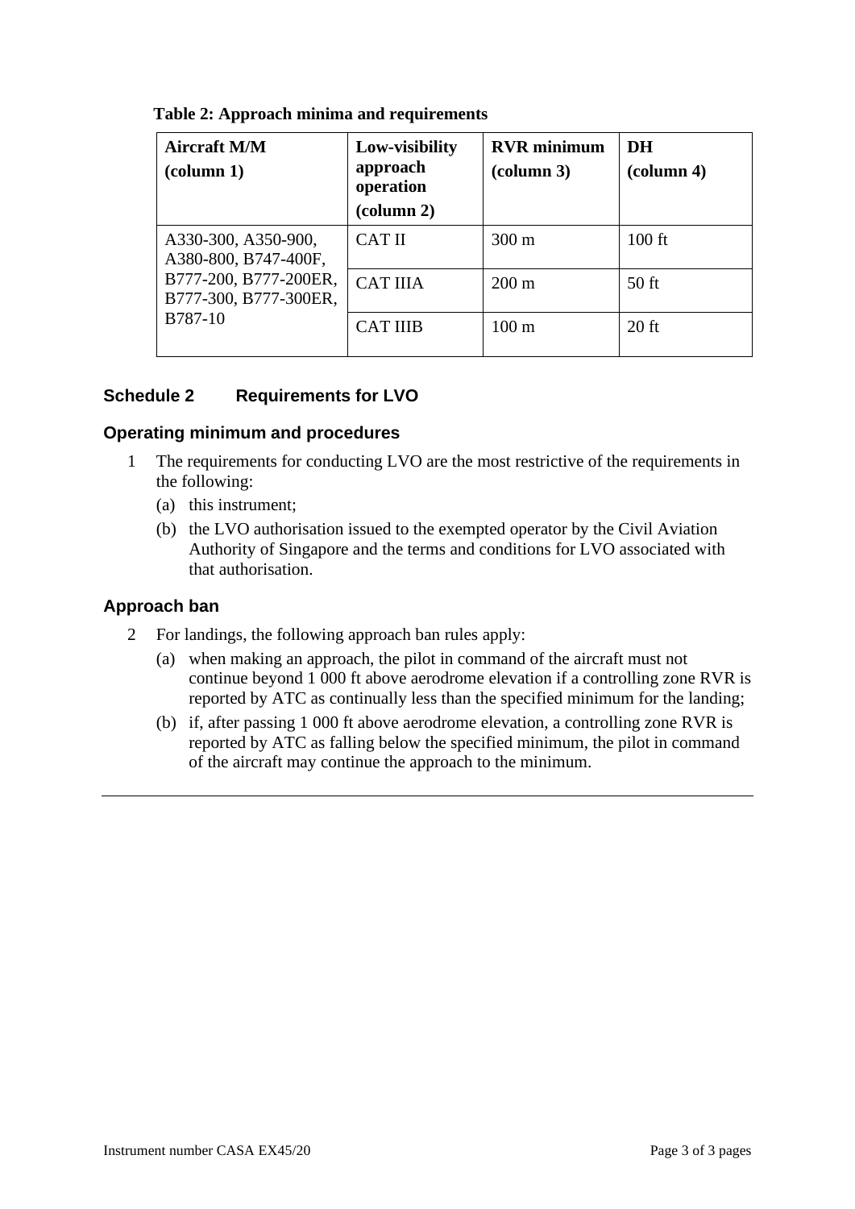**Table 2: Approach minima and requirements**

| Aircraft M/M (column 1) | Low-visibility approach operation (column 2) | RVR minimum (column 3) | DH (column 4) |
|---|---|---|---|
| A330-300, A350-900, A380-800, B747-400F, B777-200, B777-200ER, B777-300, B777-300ER, B787-10 | CAT II | 300 m | 100 ft |
| | CAT IIIA | 200 m | 50 ft |
| | CAT IIIB | 100 m | 20 ft |

## Schedule 2 Requirements for LVO

### Operating minimum and procedures

1 The requirements for conducting LVO are the most restrictive of the requirements in the following:

(a) this instrument;

(b) the LVO authorisation issued to the exempted operator by the Civil Aviation Authority of Singapore and the terms and conditions for LVO associated with that authorisation.

### Approach ban

2 For landings, the following approach ban rules apply:

(a) when making an approach, the pilot in command of the aircraft must not continue beyond 1 000 ft above aerodrome elevation if a controlling zone RVR is reported by ATC as continually less than the specified minimum for the landing;

(b) if, after passing 1 000 ft above aerodrome elevation, a controlling zone RVR is reported by ATC as falling below the specified minimum, the pilot in command of the aircraft may continue the approach to the minimum.